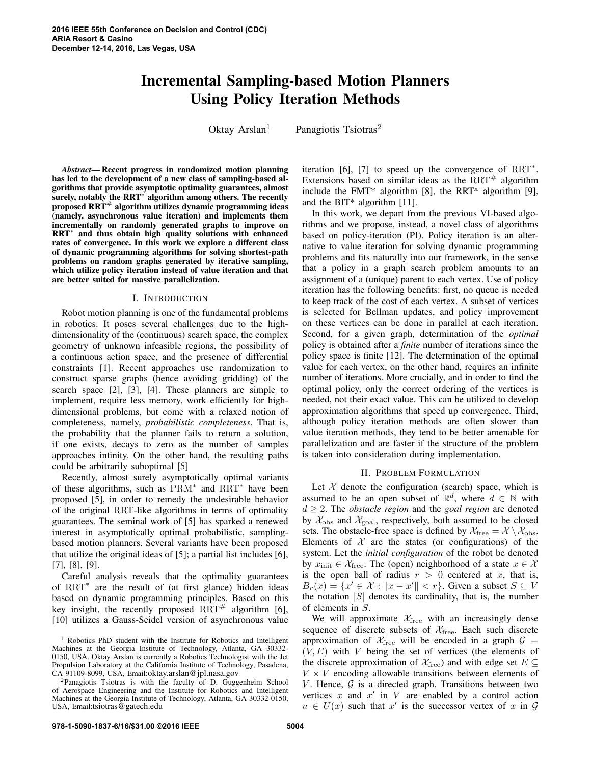# Incremental Sampling-based Motion Planners Using Policy Iteration Methods

Oktay Arslan[1] Panagiotis Tsiotras[2]

***Abstract*— Recent progress in randomized motion planning has led to the development of a new class of sampling-based algorithms that provide asymptotic optimality guarantees, almost surely, notably the RRT$^*$ algorithm among others. The recently proposed RRT$^\#$ algorithm utilizes dynamic programming ideas (namely, asynchronous value iteration) and implements them incrementally on randomly generated graphs to improve on RRT$^*$ and thus obtain high quality solutions with enhanced rates of convergence. In this work we explore a different class of dynamic programming algorithms for solving shortest-path problems on random graphs generated by iterative sampling, which utilize policy iteration instead of value iteration and that are better suited for massive parallelization.**

## I. INTRODUCTION

Robot motion planning is one of the fundamental problems in robotics. It poses several challenges due to the high-dimensionality of the (continuous) search space, the complex geometry of unknown infeasible regions, the possibility of a continuous action space, and the presence of differential constraints [1]. Recent approaches use randomization to construct sparse graphs (hence avoiding gridding) of the search space [2], [3], [4]. These planners are simple to implement, require less memory, work efficiently for high-dimensional problems, but come with a relaxed notion of completeness, namely, *probabilistic completeness*. That is, the probability that the planner fails to return a solution, if one exists, decays to zero as the number of samples approaches infinity. On the other hand, the resulting paths could be arbitrarily suboptimal [5]

Recently, almost surely asymptotically optimal variants of these algorithms, such as PRM$^*$ and RRT$^*$ have been proposed [5], in order to remedy the undesirable behavior of the original RRT-like algorithms in terms of optimality guarantees. The seminal work of [5] has sparked a renewed interest in asymptotically optimal probabilistic, sampling-based motion planners. Several variants have been proposed that utilize the original ideas of [5]; a partial list includes [6], [7], [8], [9].

Careful analysis reveals that the optimality guarantees of RRT$^*$ are the result of (at first glance) hidden ideas based on dynamic programming principles. Based on this key insight, the recently proposed RRT$^\#$ algorithm [6], [10] utilizes a Gauss-Seidel version of asynchronous value iteration [6], [7] to speed up the convergence of RRT$^*$. Extensions based on similar ideas as the RRT$^\#$ algorithm include the FMT* algorithm [8], the RRT$^{\text{x}}$ algorithm [9], and the BIT* algorithm [11].

In this work, we depart from the previous VI-based algorithms and we propose, instead, a novel class of algorithms based on policy-iteration (PI). Policy iteration is an alternative to value iteration for solving dynamic programming problems and fits naturally into our framework, in the sense that a policy in a graph search problem amounts to an assignment of a (unique) parent to each vertex. Use of policy iteration has the following benefits: first, no queue is needed to keep track of the cost of each vertex. A subset of vertices is selected for Bellman updates, and policy improvement on these vertices can be done in parallel at each iteration. Second, for a given graph, determination of the *optimal* policy is obtained after a *finite* number of iterations since the policy space is finite [12]. The determination of the optimal value for each vertex, on the other hand, requires an infinite number of iterations. More crucially, and in order to find the optimal policy, only the correct ordering of the vertices is needed, not their exact value. This can be utilized to develop approximation algorithms that speed up convergence. Third, although policy iteration methods are often slower than value iteration methods, they tend to be better amenable for parallelization and are faster if the structure of the problem is taken into consideration during implementation.

## II. PROBLEM FORMULATION

Let $\mathcal{X}$ denote the configuration (search) space, which is assumed to be an open subset of $\mathbb{R}^d$, where $d \in \mathbb{N}$ with $d \geq 2$. The *obstacle region* and the *goal region* are denoted by $\mathcal{X}_{\text{obs}}$ and $\mathcal{X}_{\text{goal}}$, respectively, both assumed to be closed sets. The obstacle-free space is defined by $\mathcal{X}_{\text{free}} = \mathcal{X} \setminus \mathcal{X}_{\text{obs}}$. Elements of $\mathcal{X}$ are the states (or configurations) of the system. Let the *initial configuration* of the robot be denoted by $x_{\text{init}} \in \mathcal{X}_{\text{free}}$. The (open) neighborhood of a state $x \in \mathcal{X}$ is the open ball of radius $r > 0$ centered at $x$, that is, $B_r(x) = \{x' \in \mathcal{X} : \|x - x'\| < r\}$. Given a subset $S \subseteq V$ the notation $|S|$ denotes its cardinality, that is, the number of elements in $S$.

We will approximate $\mathcal{X}_{\text{free}}$ with an increasingly dense sequence of discrete subsets of $\mathcal{X}_{\text{free}}$. Each such discrete approximation of $\mathcal{X}_{\text{free}}$ will be encoded in a graph $\mathcal{G} = (V, E)$ with $V$ being the set of vertices (the elements of the discrete approximation of $\mathcal{X}_{\text{free}}$) and with edge set $E \subseteq V \times V$ encoding allowable transitions between elements of $V$. Hence, $\mathcal{G}$ is a directed graph. Transitions between two vertices $x$ and $x'$ in $V$ are enabled by a control action $u \in U(x)$ such that $x'$ is the successor vertex of $x$ in $\mathcal{G}$

---

[1] Robotics PhD student with the Institute for Robotics and Intelligent Machines at the Georgia Institute of Technology, Atlanta, GA 30332-0150, USA. Oktay Arslan is currently a Robotics Technologist with the Jet Propulsion Laboratory at the California Institute of Technology, Pasadena, CA 91109-8099, USA, Email:oktay.arslan@jpl.nasa.gov

[2] Panagiotis Tsiotras is with the faculty of D. Guggenheim School of Aerospace Engineering and the Institute for Robotics and Intelligent Machines at the Georgia Institute of Technology, Atlanta, GA 30332-0150, USA, Email:tsiotras@gatech.edu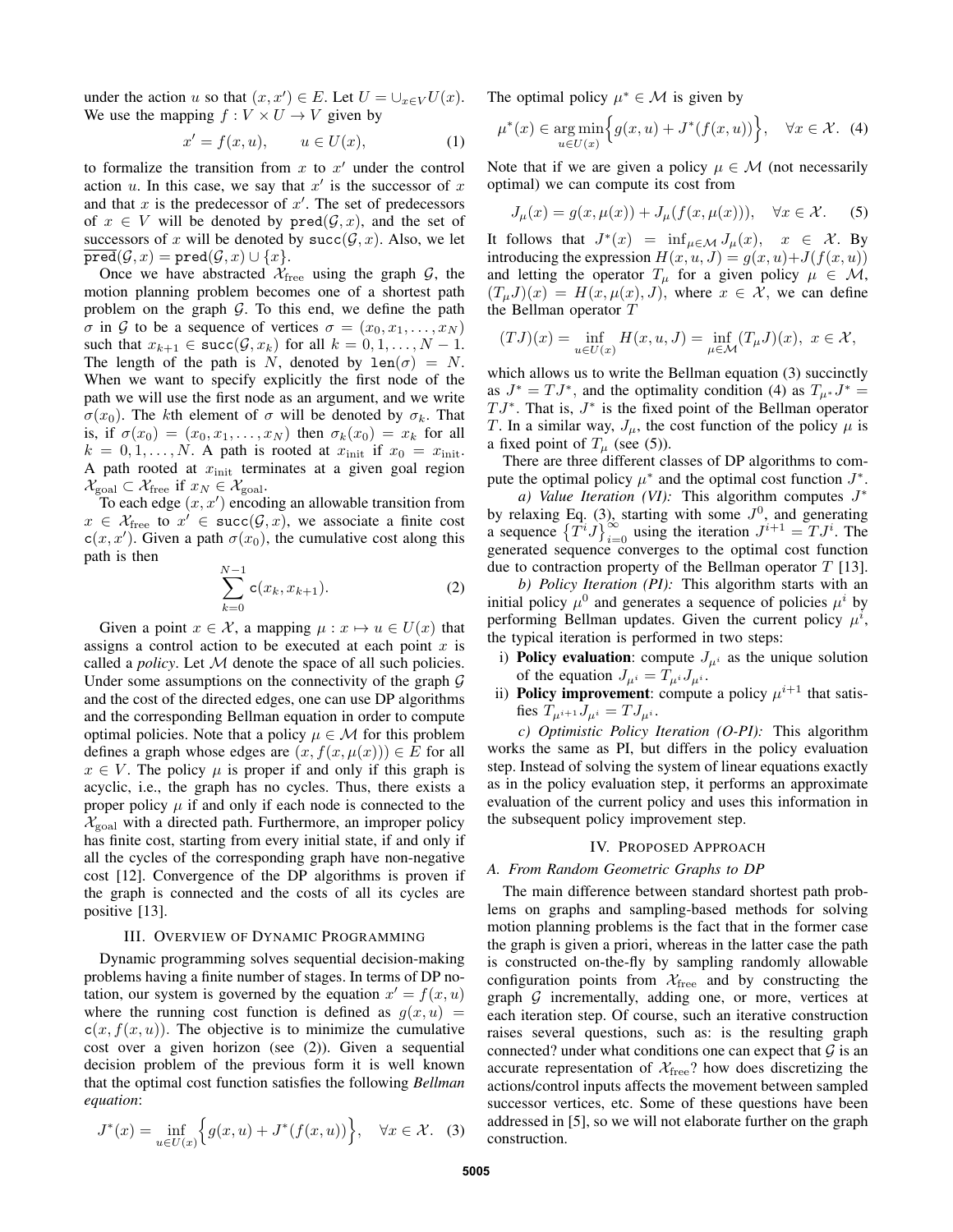under the action $u$ so that $(x, x') \in E$. Let $U = \cup_{x \in V} U(x)$. We use the mapping $f : V \times U \to V$ given by

$$x' = f(x, u), \qquad u \in U(x), \tag{1}$$

to formalize the transition from $x$ to $x'$ under the control action $u$. In this case, we say that $x'$ is the successor of $x$ and that $x$ is the predecessor of $x'$. The set of predecessors of $x \in V$ will be denoted by $\texttt{pred}(\mathcal{G}, x)$, and the set of successors of $x$ will be denoted by $\texttt{succ}(\mathcal{G}, x)$. Also, we let $\overline{\texttt{pred}}(\mathcal{G}, x) = \texttt{pred}(\mathcal{G}, x) \cup \{x\}$.

Once we have abstracted $\mathcal{X}_{\text{free}}$ using the graph $\mathcal{G}$, the motion planning problem becomes one of a shortest path problem on the graph $\mathcal{G}$. To this end, we define the path $\sigma$ in $\mathcal{G}$ to be a sequence of vertices $\sigma = (x_0, x_1, \ldots, x_N)$ such that $x_{k+1} \in \texttt{succ}(\mathcal{G}, x_k)$ for all $k = 0, 1, \ldots, N-1$. The length of the path is $N$, denoted by $\texttt{len}(\sigma) = N$. When we want to specify explicitly the first node of the path we will use the first node as an argument, and we write $\sigma(x_0)$. The $k$th element of $\sigma$ will be denoted by $\sigma_k$. That is, if $\sigma(x_0) = (x_0, x_1, \ldots, x_N)$ then $\sigma_k(x_0) = x_k$ for all $k = 0, 1, \ldots, N$. A path is rooted at $x_{\text{init}}$ if $x_0 = x_{\text{init}}$. A path rooted at $x_{\text{init}}$ terminates at a given goal region $\mathcal{X}_{\text{goal}} \subset \mathcal{X}_{\text{free}}$ if $x_N \in \mathcal{X}_{\text{goal}}$.

To each edge $(x, x')$ encoding an allowable transition from $x \in \mathcal{X}_{\text{free}}$ to $x' \in \texttt{succ}(\mathcal{G}, x)$, we associate a finite cost $\texttt{c}(x, x')$. Given a path $\sigma(x_0)$, the cumulative cost along this path is then

$$\sum_{k=0}^{N-1} \texttt{c}(x_k, x_{k+1}). \tag{2}$$

Given a point $x \in \mathcal{X}$, a mapping $\mu : x \mapsto u \in U(x)$ that assigns a control action to be executed at each point $x$ is called a *policy*. Let $\mathcal{M}$ denote the space of all such policies. Under some assumptions on the connectivity of the graph $\mathcal{G}$ and the cost of the directed edges, one can use DP algorithms and the corresponding Bellman equation in order to compute optimal policies. Note that a policy $\mu \in \mathcal{M}$ for this problem defines a graph whose edges are $(x, f(x, \mu(x))) \in E$ for all $x \in V$. The policy $\mu$ is proper if and only if this graph is acyclic, i.e., the graph has no cycles. Thus, there exists a proper policy $\mu$ if and only if each node is connected to the $\mathcal{X}_{\text{goal}}$ with a directed path. Furthermore, an improper policy has finite cost, starting from every initial state, if and only if all the cycles of the corresponding graph have non-negative cost [12]. Convergence of the DP algorithms is proven if the graph is connected and the costs of all its cycles are positive [13].

## III. Overview of Dynamic Programming

Dynamic programming solves sequential decision-making problems having a finite number of stages. In terms of DP notation, our system is governed by the equation $x' = f(x, u)$ where the running cost function is defined as $g(x, u) = \texttt{c}(x, f(x, u))$. The objective is to minimize the cumulative cost over a given horizon (see (2)). Given a sequential decision problem of the previous form it is well known that the optimal cost function satisfies the following *Bellman equation*:

$$J^*(x) = \inf_{u \in U(x)} \Big\{ g(x, u) + J^*(f(x, u)) \Big\}, \quad \forall x \in \mathcal{X}. \tag{3}$$

The optimal policy $\mu^* \in \mathcal{M}$ is given by

$$\mu^*(x) \in \operatorname*{arg\,min}_{u \in U(x)} \Big\{ g(x, u) + J^*(f(x, u)) \Big\}, \quad \forall x \in \mathcal{X}. \tag{4}$$

Note that if we are given a policy $\mu \in \mathcal{M}$ (not necessarily optimal) we can compute its cost from

$$J_\mu(x) = g(x, \mu(x)) + J_\mu(f(x, \mu(x))), \quad \forall x \in \mathcal{X}. \tag{5}$$

It follows that $J^*(x) = \inf_{\mu \in \mathcal{M}} J_\mu(x), \quad x \in \mathcal{X}$. By introducing the expression $H(x, u, J) = g(x, u) + J(f(x, u))$ and letting the operator $T_\mu$ for a given policy $\mu \in \mathcal{M}$, $(T_\mu J)(x) = H(x, \mu(x), J)$, where $x \in \mathcal{X}$, we can define the Bellman operator $T$

$$(TJ)(x) = \inf_{u \in U(x)} H(x, u, J) = \inf_{\mu \in \mathcal{M}} (T_\mu J)(x), \ x \in \mathcal{X},$$

which allows us to write the Bellman equation (3) succinctly as $J^* = TJ^*$, and the optimality condition (4) as $T_{\mu^*} J^* = TJ^*$. That is, $J^*$ is the fixed point of the Bellman operator $T$. In a similar way, $J_\mu$, the cost function of the policy $\mu$ is a fixed point of $T_\mu$ (see (5)).

There are three different classes of DP algorithms to compute the optimal policy $\mu^*$ and the optimal cost function $J^*$.

*a) Value Iteration (VI):* This algorithm computes $J^*$ by relaxing Eq. (3), starting with some $J^0$, and generating a sequence $\left\{T^i J\right\}_{i=0}^{\infty}$ using the iteration $J^{i+1} = TJ^i$. The generated sequence converges to the optimal cost function due to contraction property of the Bellman operator $T$ [13].

*b) Policy Iteration (PI):* This algorithm starts with an initial policy $\mu^0$ and generates a sequence of policies $\mu^i$ by performing Bellman updates. Given the current policy $\mu^i$, the typical iteration is performed in two steps:

i) **Policy evaluation**: compute $J_{\mu^i}$ as the unique solution of the equation $J_{\mu^i} = T_{\mu^i} J_{\mu^i}$.
ii) **Policy improvement**: compute a policy $\mu^{i+1}$ that satisfies $T_{\mu^{i+1}} J_{\mu^i} = TJ_{\mu^i}$.

*c) Optimistic Policy Iteration (O-PI):* This algorithm works the same as PI, but differs in the policy evaluation step. Instead of solving the system of linear equations exactly as in the policy evaluation step, it performs an approximate evaluation of the current policy and uses this information in the subsequent policy improvement step.

## IV. Proposed Approach

### A. From Random Geometric Graphs to DP

The main difference between standard shortest path problems on graphs and sampling-based methods for solving motion planning problems is the fact that in the former case the graph is given a priori, whereas in the latter case the path is constructed on-the-fly by sampling randomly allowable configuration points from $\mathcal{X}_{\text{free}}$ and by constructing the graph $\mathcal{G}$ incrementally, adding one, or more, vertices at each iteration step. Of course, such an iterative construction raises several questions, such as: is the resulting graph connected? under what conditions one can expect that $\mathcal{G}$ is an accurate representation of $\mathcal{X}_{\text{free}}$? how does discretizing the actions/control inputs affects the movement between sampled successor vertices, etc. Some of these questions have been addressed in [5], so we will not elaborate further on the graph construction.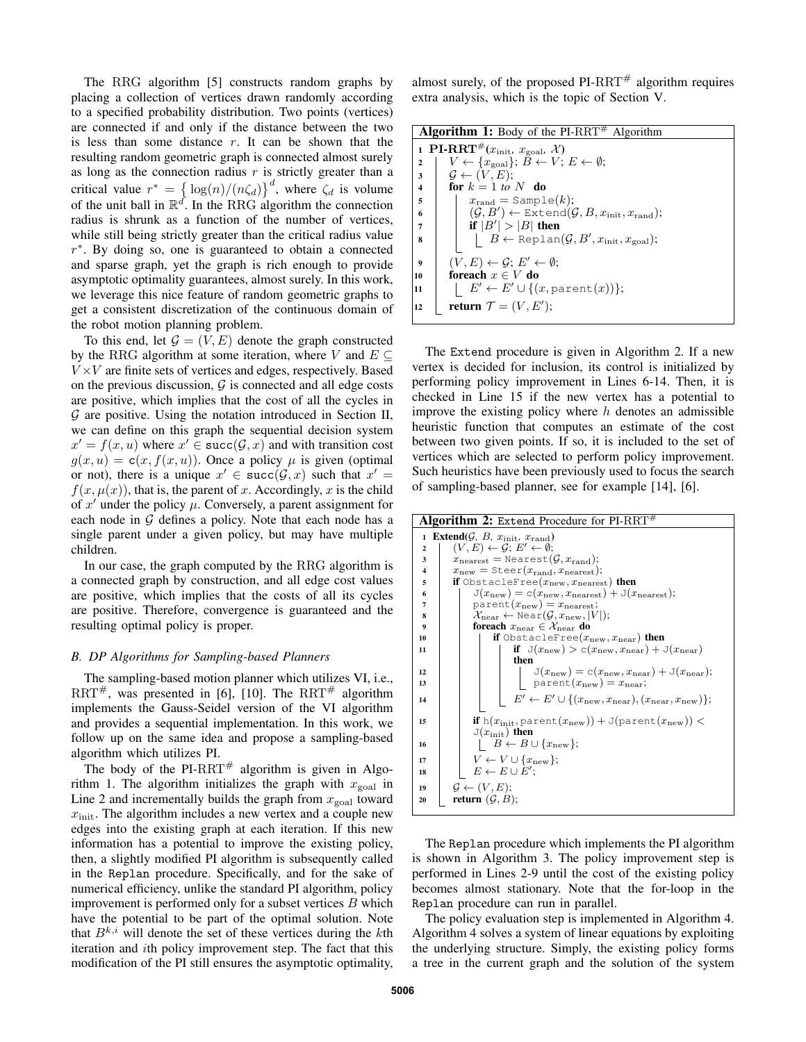The RRG algorithm [5] constructs random graphs by placing a collection of vertices drawn randomly according to a specified probability distribution. Two points (vertices) are connected if and only if the distance between the two is less than some distance $r$. It can be shown that the resulting random geometric graph is connected almost surely as long as the connection radius $r$ is strictly greater than a critical value $r^* = \left\{ \log(n)/(n\zeta_d) \right\}^d$, where $\zeta_d$ is volume of the unit ball in $\mathbb{R}^d$. In the RRG algorithm the connection radius is shrunk as a function of the number of vertices, while still being strictly greater than the critical radius value $r^*$. By doing so, one is guaranteed to obtain a connected and sparse graph, yet the graph is rich enough to provide asymptotic optimality guarantees, almost surely. In this work, we leverage this nice feature of random geometric graphs to get a consistent discretization of the continuous domain of the robot motion planning problem.

To this end, let $\mathcal{G} = (V, E)$ denote the graph constructed by the RRG algorithm at some iteration, where $V$ and $E \subseteq V \times V$ are finite sets of vertices and edges, respectively. Based on the previous discussion, $\mathcal{G}$ is connected and all edge costs are positive, which implies that the cost of all the cycles in $\mathcal{G}$ are positive. Using the notation introduced in Section II, we can define on this graph the sequential decision system $x' = f(x, u)$ where $x' \in \texttt{succ}(\mathcal{G}, x)$ and with transition cost $g(x, u) = \texttt{c}(x, f(x, u))$. Once a policy $\mu$ is given (optimal or not), there is a unique $x' \in \texttt{succ}(\mathcal{G}, x)$ such that $x' = f(x, \mu(x))$, that is, the parent of $x$. Accordingly, $x$ is the child of $x'$ under the policy $\mu$. Conversely, a parent assignment for each node in $\mathcal{G}$ defines a policy. Note that each node has a single parent under a given policy, but may have multiple children.

In our case, the graph computed by the RRG algorithm is a connected graph by construction, and all edge cost values are positive, which implies that the costs of all its cycles are positive. Therefore, convergence is guaranteed and the resulting optimal policy is proper.

### B. DP Algorithms for Sampling-based Planners

The sampling-based motion planner which utilizes VI, i.e., RRT$^\#$, was presented in [6], [10]. The RRT$^\#$ algorithm implements the Gauss-Seidel version of the VI algorithm and provides a sequential implementation. In this work, we follow up on the same idea and propose a sampling-based algorithm which utilizes PI.

The body of the PI-RRT$^\#$ algorithm is given in Algorithm 1. The algorithm initializes the graph with $x_{\mathrm{goal}}$ in Line 2 and incrementally builds the graph from $x_{\mathrm{goal}}$ toward $x_{\mathrm{init}}$. The algorithm includes a new vertex and a couple new edges into the existing graph at each iteration. If this new information has a potential to improve the existing policy, then, a slightly modified PI algorithm is subsequently called in the Replan procedure. Specifically, and for the sake of numerical efficiency, unlike the standard PI algorithm, policy improvement is performed only for a subset vertices $B$ which have the potential to be part of the optimal solution. Note that $B^{k,i}$ will denote the set of these vertices during the $k$th iteration and $i$th policy improvement step. The fact that this modification of the PI still ensures the asymptotic optimality, almost surely, of the proposed PI-RRT$^\#$ algorithm requires extra analysis, which is the topic of Section V.

**Algorithm 1:** Body of the PI-RRT$^\#$ Algorithm

```
1  PI-RRT#(x_init, x_goal, X)
2    V ← {x_goal}; B ← V; E ← ∅;
3    G ← (V, E);
4    for k = 1 to N do
5      x_rand = Sample(k);
6      (G, B') ← Extend(G, B, x_init, x_rand);
7      if |B'| > |B| then
8        B ← Replan(G, B', x_init, x_goal);
9    (V, E) ← G; E' ← ∅;
10   foreach x ∈ V do
11     E' ← E' ∪ {(x, parent(x))};
12   return T = (V, E');
```

The Extend procedure is given in Algorithm 2. If a new vertex is decided for inclusion, its control is initialized by performing policy improvement in Lines 6-14. Then, it is checked in Line 15 if the new vertex has a potential to improve the existing policy where $h$ denotes an admissible heuristic function that computes an estimate of the cost between two given points. If so, it is included to the set of vertices which are selected to perform policy improvement. Such heuristics have been previously used to focus the search of sampling-based planner, see for example [14], [6].

**Algorithm 2:** Extend Procedure for PI-RRT$^\#$

```
1  Extend(G, B, x_init, x_rand)
2    (V, E) ← G; E' ← ∅;
3    x_nearest = Nearest(G, x_rand);
4    x_new = Steer(x_rand, x_nearest);
5    if ObstacleFree(x_new, x_nearest) then
6      J(x_new) = c(x_new, x_nearest) + J(x_nearest);
7      parent(x_new) = x_nearest;
8      X_near ← Near(G, x_new, |V|);
9      foreach x_near ∈ X_near do
10       if ObstacleFree(x_new, x_near) then
11         if J(x_new) > c(x_new, x_near) + J(x_near)
           then
12           J(x_new) = c(x_new, x_near) + J(x_near);
13           parent(x_new) = x_near;
14         E' ← E' ∪ {(x_new, x_near), (x_near, x_new)};
15     if h(x_init, parent(x_new)) + J(parent(x_new)) <
       J(x_init) then
16       B ← B ∪ {x_new};
17     V ← V ∪ {x_new};
18     E ← E ∪ E';
19   G ← (V, E);
20   return (G, B);
```

The Replan procedure which implements the PI algorithm is shown in Algorithm 3. The policy improvement step is performed in Lines 2-9 until the cost of the existing policy becomes almost stationary. Note that the for-loop in the Replan procedure can run in parallel.

The policy evaluation step is implemented in Algorithm 4. Algorithm 4 solves a system of linear equations by exploiting the underlying structure. Simply, the existing policy forms a tree in the current graph and the solution of the system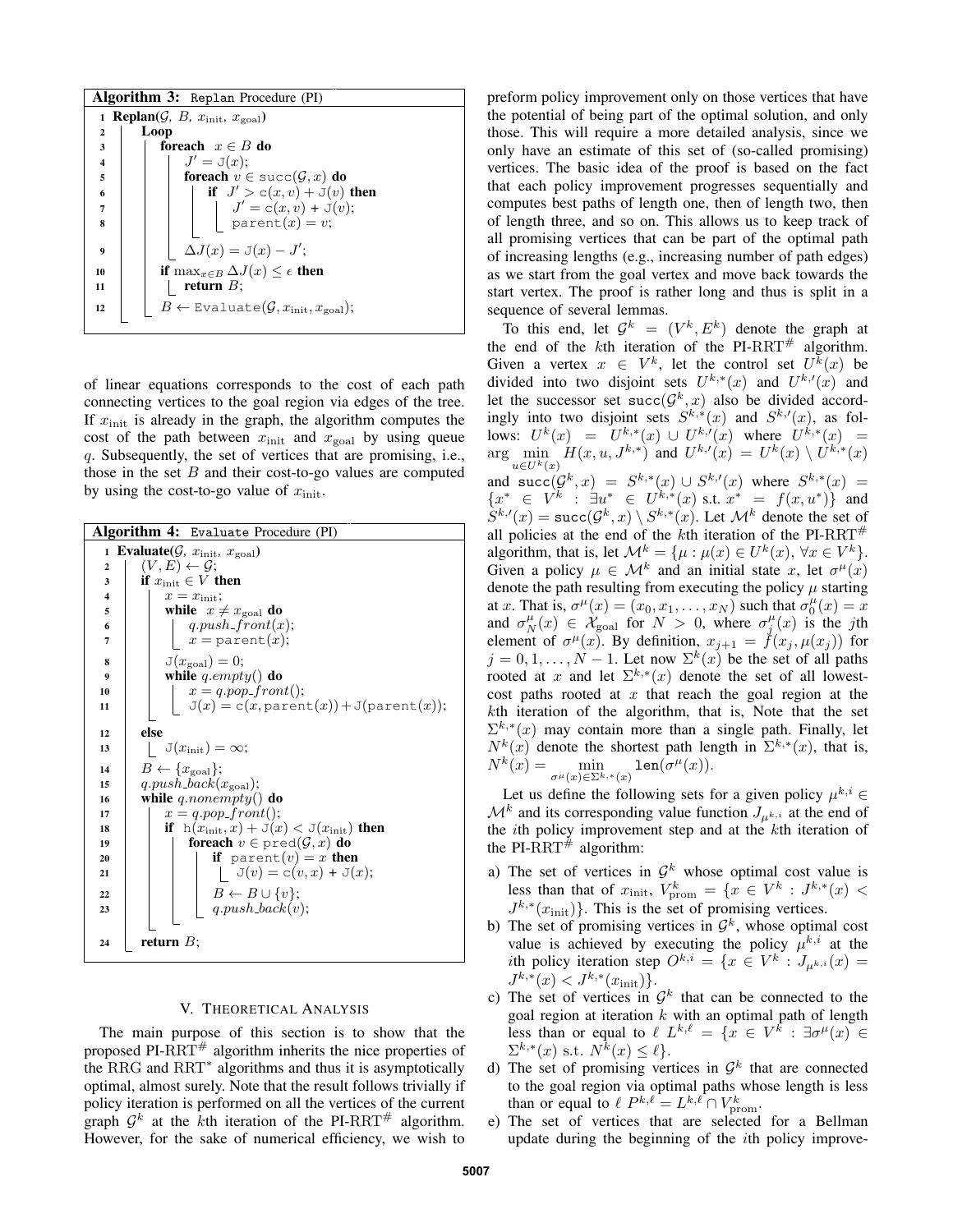**Algorithm 3:** `Replan` Procedure (PI)

```
1  Replan(G, B, x_init, x_goal)
2    Loop
3      foreach x ∈ B do
4        J' = J(x);
5        foreach v ∈ succ(G, x) do
6          if J' > c(x, v) + J(v) then
7            J' = c(x, v) + J(v);
8            parent(x) = v;
9        ΔJ(x) = J(x) − J';
10     if max_{x∈B} ΔJ(x) ≤ ε then
11       return B;
12     B ← Evaluate(G, x_init, x_goal);
```

of linear equations corresponds to the cost of each path connecting vertices to the goal region via edges of the tree. If $x_{\rm init}$ is already in the graph, the algorithm computes the cost of the path between $x_{\rm init}$ and $x_{\rm goal}$ by using queue $q$. Subsequently, the set of vertices that are promising, i.e., those in the set $B$ and their cost-to-go values are computed by using the cost-to-go value of $x_{\rm init}$.

**Algorithm 4:** `Evaluate` Procedure (PI)

```
1  Evaluate(G, x_init, x_goal)
2    (V, E) ← G;
3    if x_init ∈ V then
4      x = x_init;
5      while x ≠ x_goal do
6        q.push_front(x);
7        x = parent(x);
8      J(x_goal) = 0;
9      while q.empty() do
10       x = q.pop_front();
11       J(x) = c(x, parent(x)) + J(parent(x));
12   else
13     J(x_init) = ∞;
14   B ← {x_goal};
15   q.push_back(x_goal);
16   while q.nonempty() do
17     x = q.pop_front();
18     if h(x_init, x) + J(x) < J(x_init) then
19       foreach v ∈ pred(G, x) do
20         if parent(v) = x then
21           J(v) = c(v, x) + J(x);
22         B ← B ∪ {v};
23         q.push_back(v);
24   return B;
```

## V. Theoretical Analysis

The main purpose of this section is to show that the proposed PI-RRT$^{\#}$ algorithm inherits the nice properties of the RRG and RRT$^*$ algorithms and thus it is asymptotically optimal, almost surely. Note that the result follows trivially if policy iteration is performed on all the vertices of the current graph $\mathcal{G}^k$ at the $k$th iteration of the PI-RRT$^{\#}$ algorithm. However, for the sake of numerical efficiency, we wish to preform policy improvement only on those vertices that have the potential of being part of the optimal solution, and only those. This will require a more detailed analysis, since we only have an estimate of this set of (so-called promising) vertices. The basic idea of the proof is based on the fact that each policy improvement progresses sequentially and computes best paths of length one, then of length two, then of length three, and so on. This allows us to keep track of all promising vertices that can be part of the optimal path of increasing lengths (e.g., increasing number of path edges) as we start from the goal vertex and move back towards the start vertex. The proof is rather long and thus is split in a sequence of several lemmas.

To this end, let $\mathcal{G}^k = (V^k, E^k)$ denote the graph at the end of the $k$th iteration of the PI-RRT$^{\#}$ algorithm. Given a vertex $x \in V^k$, let the control set $U^k(x)$ be divided into two disjoint sets $U^{k,*}(x)$ and $U^{k,\prime}(x)$ and let the successor set $\texttt{succ}(\mathcal{G}^k, x)$ also be divided accordingly into two disjoint sets $S^{k,*}(x)$ and $S^{k,\prime}(x)$, as follows: $U^k(x) = U^{k,*}(x) \cup U^{k,\prime}(x)$ where $U^{k,*}(x) = \arg\min_{u \in U^k(x)} H(x, u, J^{k,*})$ and $U^{k,\prime}(x) = U^k(x) \setminus U^{k,*}(x)$ and $\texttt{succ}(\mathcal{G}^k, x) = S^{k,*}(x) \cup S^{k,\prime}(x)$ where $S^{k,*}(x) = \{x^* \in V^k : \exists u^* \in U^{k,*}(x) \text{ s.t. } x^* = f(x, u^*)\}$ and $S^{k,\prime}(x) = \texttt{succ}(\mathcal{G}^k, x) \setminus S^{k,*}(x)$. Let $\mathcal{M}^k$ denote the set of all policies at the end of the $k$th iteration of the PI-RRT$^{\#}$ algorithm, that is, let $\mathcal{M}^k = \{\mu : \mu(x) \in U^k(x), \forall x \in V^k\}$. Given a policy $\mu \in \mathcal{M}^k$ and an initial state $x$, let $\sigma^\mu(x)$ denote the path resulting from executing the policy $\mu$ starting at $x$. That is, $\sigma^\mu(x) = (x_0, x_1, \ldots, x_N)$ such that $\sigma_0^\mu(x) = x$ and $\sigma_N^\mu(x) \in \mathcal{X}_{\rm goal}$ for $N > 0$, where $\sigma_j^\mu(x)$ is the $j$th element of $\sigma^\mu(x)$. By definition, $x_{j+1} = f(x_j, \mu(x_j))$ for $j = 0, 1, \ldots, N-1$. Let now $\Sigma^k(x)$ be the set of all paths rooted at $x$ and let $\Sigma^{k,*}(x)$ denote the set of all lowest-cost paths rooted at $x$ that reach the goal region at the $k$th iteration of the algorithm, that is, Note that the set $\Sigma^{k,*}(x)$ may contain more than a single path. Finally, let $N^k(x)$ denote the shortest path length in $\Sigma^{k,*}(x)$, that is, $N^k(x) = \min_{\sigma^\mu(x) \in \Sigma^{k,*}(x)} \texttt{len}(\sigma^\mu(x))$.

Let us define the following sets for a given policy $\mu^{k,i} \in \mathcal{M}^k$ and its corresponding value function $J_{\mu^{k,i}}$ at the end of the $i$th policy improvement step and at the $k$th iteration of the PI-RRT$^{\#}$ algorithm:

a) The set of vertices in $\mathcal{G}^k$ whose optimal cost value is less than that of $x_{\rm init}$, $V^k_{\rm prom} = \{x \in V^k : J^{k,*}(x) < J^{k,*}(x_{\rm init})\}$. This is the set of promising vertices.

b) The set of promising vertices in $\mathcal{G}^k$, whose optimal cost value is achieved by executing the policy $\mu^{k,i}$ at the $i$th policy iteration step $O^{k,i} = \{x \in V^k : J_{\mu^{k,i}}(x) = J^{k,*}(x) < J^{k,*}(x_{\rm init})\}$.

c) The set of vertices in $\mathcal{G}^k$ that can be connected to the goal region at iteration $k$ with an optimal path of length less than or equal to $\ell$ $L^{k,\ell} = \{x \in V^k : \exists \sigma^\mu(x) \in \Sigma^{k,*}(x) \text{ s.t. } N^k(x) \leq \ell\}$.

d) The set of promising vertices in $\mathcal{G}^k$ that are connected to the goal region via optimal paths whose length is less than or equal to $\ell$ $P^{k,\ell} = L^{k,\ell} \cap V^k_{\rm prom}$.

e) The set of vertices that are selected for a Bellman update during the beginning of the $i$th policy improve-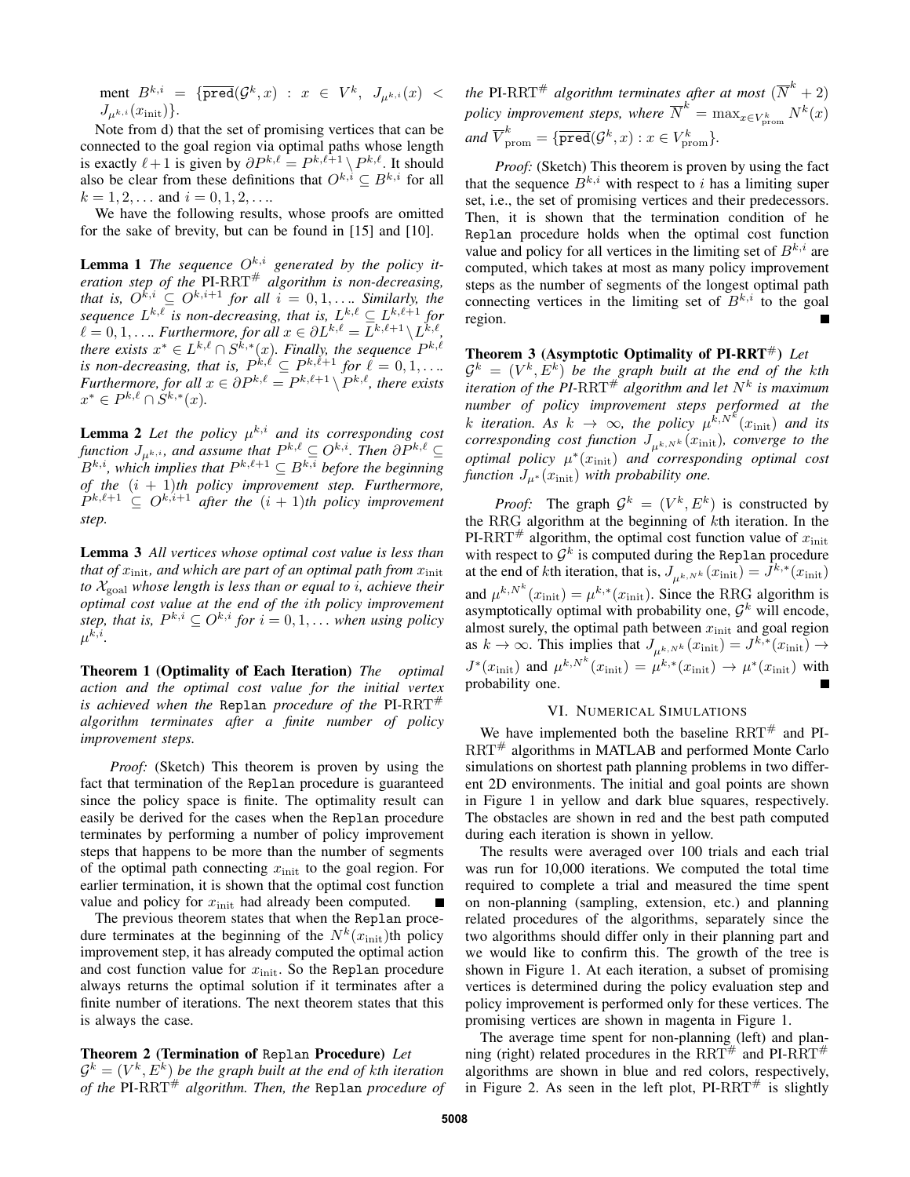ment $B^{k,i} = \{\overline{\texttt{pred}}(\mathcal{G}^k, x) : x \in V^k, \ J_{\mu^{k,i}}(x) < J_{\mu^{k,i}}(x_{\rm init})\}$.

Note from d) that the set of promising vertices that can be connected to the goal region via optimal paths whose length is exactly $\ell+1$ is given by $\partial P^{k,\ell} = P^{k,\ell+1} \setminus P^{k,\ell}$. It should also be clear from these definitions that $O^{k,i} \subseteq B^{k,i}$ for all $k = 1, 2, \ldots$ and $i = 0, 1, 2, \ldots$.

We have the following results, whose proofs are omitted for the sake of brevity, but can be found in [15] and [10].

**Lemma 1** *The sequence $O^{k,i}$ generated by the policy iteration step of the PI-RRT$^\#$ algorithm is non-decreasing, that is, $O^{k,i} \subseteq O^{k,i+1}$ for all $i = 0, 1, \ldots$. Similarly, the sequence $L^{k,\ell}$ is non-decreasing, that is, $L^{k,\ell} \subseteq L^{k,\ell+1}$ for $\ell = 0, 1, \ldots$. Furthermore, for all $x \in \partial L^{k,\ell} = L^{k,\ell+1} \setminus L^{k,\ell}$, there exists $x^* \in L^{k,\ell} \cap S^{k,*}(x)$. Finally, the sequence $P^{k,\ell}$ is non-decreasing, that is, $P^{k,\ell} \subseteq P^{k,\ell+1}$ for $\ell = 0, 1, \ldots$. Furthermore, for all $x \in \partial P^{k,\ell} = P^{k,\ell+1} \setminus P^{k,\ell}$, there exists $x^* \in P^{k,\ell} \cap S^{k,*}(x)$.*

**Lemma 2** *Let the policy $\mu^{k,i}$ and its corresponding cost function $J_{\mu^{k,i}}$, and assume that $P^{k,\ell} \subseteq O^{k,i}$. Then $\partial P^{k,\ell} \subseteq B^{k,i}$, which implies that $P^{k,\ell+1} \subseteq B^{k,i}$ before the beginning of the $(i+1)$th policy improvement step. Furthermore, $P^{k,\ell+1} \subseteq O^{k,i+1}$ after the $(i+1)$th policy improvement step.*

**Lemma 3** *All vertices whose optimal cost value is less than that of $x_{\rm init}$, and which are part of an optimal path from $x_{\rm init}$ to $\mathcal{X}_{\rm goal}$ whose length is less than or equal to $i$, achieve their optimal cost value at the end of the $i$th policy improvement step, that is, $P^{k,i} \subseteq O^{k,i}$ for $i = 0, 1, \ldots$ when using policy $\mu^{k,i}$.*

**Theorem 1 (Optimality of Each Iteration)** *The optimal action and the optimal cost value for the initial vertex is achieved when the `Replan` procedure of the PI-RRT$^\#$ algorithm terminates after a finite number of policy improvement steps.*

*Proof:* (Sketch) This theorem is proven by using the fact that termination of the `Replan` procedure is guaranteed since the policy space is finite. The optimality result can easily be derived for the cases when the `Replan` procedure terminates by performing a number of policy improvement steps that happens to be more than the number of segments of the optimal path connecting $x_{\rm init}$ to the goal region. For earlier termination, it is shown that the optimal cost function value and policy for $x_{\rm init}$ had already been computed. ■

The previous theorem states that when the `Replan` procedure terminates at the beginning of the $N^k(x_{\rm init})$th policy improvement step, it has already computed the optimal action and cost function value for $x_{\rm init}$. So the `Replan` procedure always returns the optimal solution if it terminates after a finite number of iterations. The next theorem states that this is always the case.

**Theorem 2 (Termination of `Replan` Procedure)** *Let $\mathcal{G}^k = (V^k, E^k)$ be the graph built at the end of kth iteration of the PI-RRT$^\#$ algorithm. Then, the `Replan` procedure of the PI-RRT$^\#$ algorithm terminates after at most $(\overline{N}^k + 2)$ policy improvement steps, where $\overline{N}^k = \max_{x \in V^k_{\rm prom}} N^k(x)$ and $\overline{V}^k_{\rm prom} = \{\overline{\texttt{pred}}(\mathcal{G}^k, x) : x \in V^k_{\rm prom}\}$.*

*Proof:* (Sketch) This theorem is proven by using the fact that the sequence $B^{k,i}$ with respect to $i$ has a limiting super set, i.e., the set of promising vertices and their predecessors. Then, it is shown that the termination condition of he `Replan` procedure holds when the optimal cost function value and policy for all vertices in the limiting set of $B^{k,i}$ are computed, which takes at most as many policy improvement steps as the number of segments of the longest optimal path connecting vertices in the limiting set of $B^{k,i}$ to the goal region. ■

**Theorem 3 (Asymptotic Optimality of PI-RRT$^\#$)** *Let $\mathcal{G}^k = (V^k, E^k)$ be the graph built at the end of the kth iteration of the PI-RRT$^\#$ algorithm and let $N^k$ is maximum number of policy improvement steps performed at the $k$ iteration. As $k \to \infty$, the policy $\mu^{k,N^k}(x_{\rm init})$ and its corresponding cost function $J_{\mu^{k,N^k}}(x_{\rm init})$, converge to the optimal policy $\mu^*(x_{\rm init})$ and corresponding optimal cost function $J_{\mu^*}(x_{\rm init})$ with probability one.*

*Proof:* The graph $\mathcal{G}^k = (V^k, E^k)$ is constructed by the RRG algorithm at the beginning of $k$th iteration. In the PI-RRT$^\#$ algorithm, the optimal cost function value of $x_{\rm init}$ with respect to $\mathcal{G}^k$ is computed during the `Replan` procedure at the end of $k$th iteration, that is, $J_{\mu^{k,N^k}}(x_{\rm init}) = J^{k,*}(x_{\rm init})$ and $\mu^{k,N^k}(x_{\rm init}) = \mu^{k,*}(x_{\rm init})$. Since the RRG algorithm is asymptotically optimal with probability one, $\mathcal{G}^k$ will encode, almost surely, the optimal path between $x_{\rm init}$ and goal region as $k \to \infty$. This implies that $J_{\mu^{k,N^k}}(x_{\rm init}) = J^{k,*}(x_{\rm init}) \to J^*(x_{\rm init})$ and $\mu^{k,N^k}(x_{\rm init}) = \mu^{k,*}(x_{\rm init}) \to \mu^*(x_{\rm init})$ with probability one. ■

## VI. NUMERICAL SIMULATIONS

We have implemented both the baseline RRT$^\#$ and PI-RRT$^\#$ algorithms in MATLAB and performed Monte Carlo simulations on shortest path planning problems in two different 2D environments. The initial and goal points are shown in Figure 1 in yellow and dark blue squares, respectively. The obstacles are shown in red and the best path computed during each iteration is shown in yellow.

The results were averaged over 100 trials and each trial was run for 10,000 iterations. We computed the total time required to complete a trial and measured the time spent on non-planning (sampling, extension, etc.) and planning related procedures of the algorithms, separately since the two algorithms should differ only in their planning part and we would like to confirm this. The growth of the tree is shown in Figure 1. At each iteration, a subset of promising vertices is determined during the policy evaluation step and policy improvement is performed only for these vertices. The promising vertices are shown in magenta in Figure 1.

The average time spent for non-planning (left) and planning (right) related procedures in the RRT$^\#$ and PI-RRT$^\#$ algorithms are shown in blue and red colors, respectively, in Figure 2. As seen in the left plot, PI-RRT$^\#$ is slightly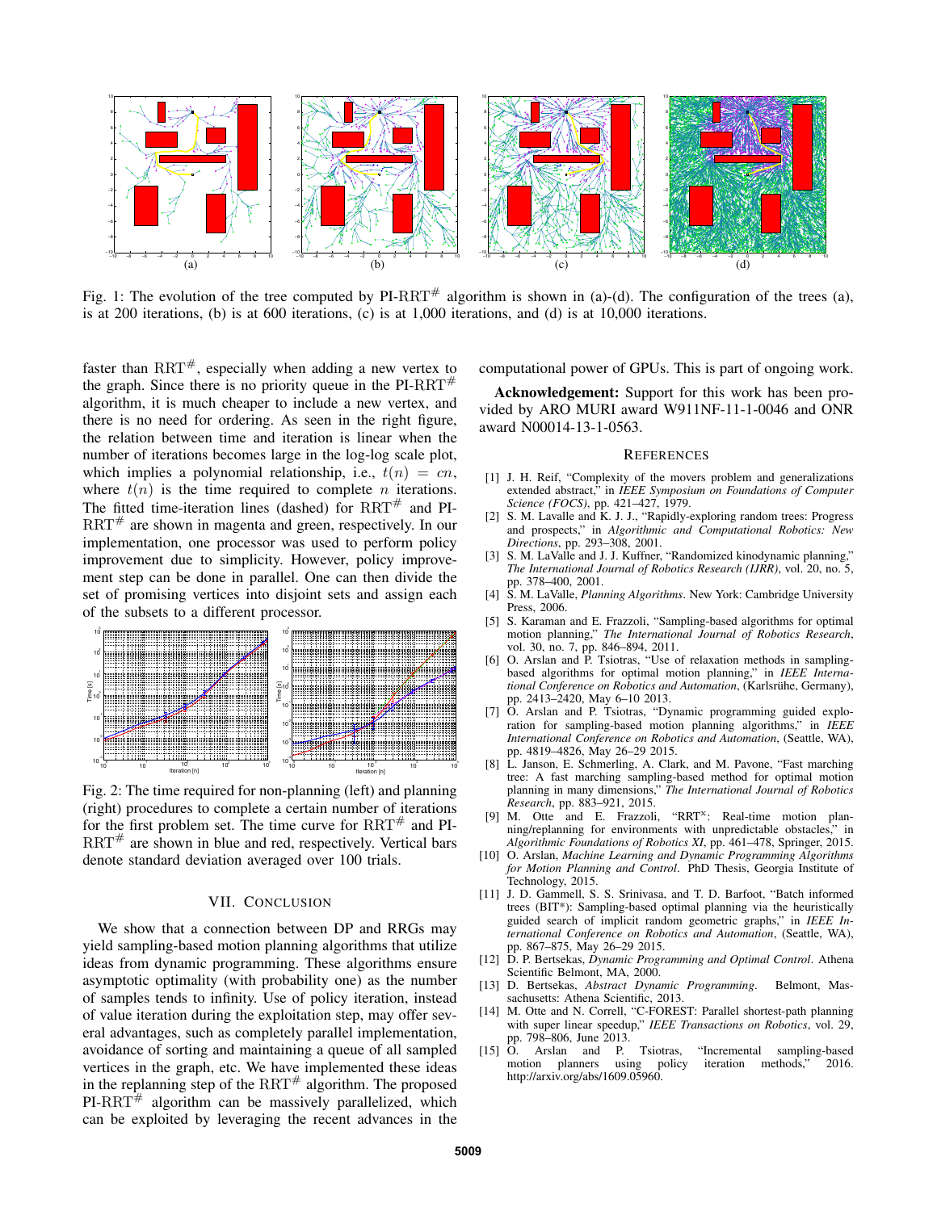(a) (b) (c) (d)

Fig. 1: The evolution of the tree computed by PI-RRT$^{\#}$ algorithm is shown in (a)-(d). The configuration of the trees (a), is at 200 iterations, (b) is at 600 iterations, (c) is at 1,000 iterations, and (d) is at 10,000 iterations.

faster than RRT$^{\#}$, especially when adding a new vertex to the graph. Since there is no priority queue in the PI-RRT$^{\#}$ algorithm, it is much cheaper to include a new vertex, and there is no need for ordering. As seen in the right figure, the relation between time and iteration is linear when the number of iterations becomes large in the log-log scale plot, which implies a polynomial relationship, i.e., $t(n) = cn$, where $t(n)$ is the time required to complete $n$ iterations. The fitted time-iteration lines (dashed) for RRT$^{\#}$ and PI-RRT$^{\#}$ are shown in magenta and green, respectively. In our implementation, one processor was used to perform policy improvement due to simplicity. However, policy improvement step can be done in parallel. One can then divide the set of promising vertices into disjoint sets and assign each of the subsets to a different processor.

Time [s]
Iteration [n]

Fig. 2: The time required for non-planning (left) and planning (right) procedures to complete a certain number of iterations for the first problem set. The time curve for RRT$^{\#}$ and PI-RRT$^{\#}$ are shown in blue and red, respectively. Vertical bars denote standard deviation averaged over 100 trials.

## VII. Conclusion

We show that a connection between DP and RRGs may yield sampling-based motion planning algorithms that utilize ideas from dynamic programming. These algorithms ensure asymptotic optimality (with probability one) as the number of samples tends to infinity. Use of policy iteration, instead of value iteration during the exploitation step, may offer several advantages, such as completely parallel implementation, avoidance of sorting and maintaining a queue of all sampled vertices in the graph, etc. We have implemented these ideas in the replanning step of the RRT$^{\#}$ algorithm. The proposed PI-RRT$^{\#}$ algorithm can be massively parallelized, which can be exploited by leveraging the recent advances in the computational power of GPUs. This is part of ongoing work.

**Acknowledgement:** Support for this work has been provided by ARO MURI award W911NF-11-1-0046 and ONR award N00014-13-1-0563.

## References

[1] J. H. Reif, "Complexity of the movers problem and generalizations extended abstract," in *IEEE Symposium on Foundations of Computer Science (FOCS)*, pp. 421–427, 1979.

[2] S. M. Lavalle and K. J. J., "Rapidly-exploring random trees: Progress and prospects," in *Algorithmic and Computational Robotics: New Directions*, pp. 293–308, 2001.

[3] S. M. LaValle and J. J. Kuffner, "Randomized kinodynamic planning," *The International Journal of Robotics Research (IJRR)*, vol. 20, no. 5, pp. 378–400, 2001.

[4] S. M. LaValle, *Planning Algorithms*. New York: Cambridge University Press, 2006.

[5] S. Karaman and E. Frazzoli, "Sampling-based algorithms for optimal motion planning," *The International Journal of Robotics Research*, vol. 30, no. 7, pp. 846–894, 2011.

[6] O. Arslan and P. Tsiotras, "Use of relaxation methods in sampling-based algorithms for optimal motion planning," in *IEEE International Conference on Robotics and Automation*, (Karlsrühe, Germany), pp. 2413–2420, May 6–10 2013.

[7] O. Arslan and P. Tsiotras, "Dynamic programming guided exploration for sampling-based motion planning algorithms," in *IEEE International Conference on Robotics and Automation*, (Seattle, WA), pp. 4819–4826, May 26–29 2015.

[8] L. Janson, E. Schmerling, A. Clark, and M. Pavone, "Fast marching tree: A fast marching sampling-based method for optimal motion planning in many dimensions," *The International Journal of Robotics Research*, pp. 883–921, 2015.

[9] M. Otte and E. Frazzoli, "RRT$^{X}$: Real-time motion planning/replanning for environments with unpredictable obstacles," in *Algorithmic Foundations of Robotics XI*, pp. 461–478, Springer, 2015.

[10] O. Arslan, *Machine Learning and Dynamic Programming Algorithms for Motion Planning and Control*. PhD Thesis, Georgia Institute of Technology, 2015.

[11] J. D. Gammell, S. S. Srinivasa, and T. D. Barfoot, "Batch informed trees (BIT*): Sampling-based optimal planning via the heuristically guided search of implicit random geometric graphs," in *IEEE International Conference on Robotics and Automation*, (Seattle, WA), pp. 867–875, May 26–29 2015.

[12] D. P. Bertsekas, *Dynamic Programming and Optimal Control*. Athena Scientific Belmont, MA, 2000.

[13] D. Bertsekas, *Abstract Dynamic Programming*. Belmont, Massachusetts: Athena Scientific, 2013.

[14] M. Otte and N. Correll, "C-FOREST: Parallel shortest-path planning with super linear speedup," *IEEE Transactions on Robotics*, vol. 29, pp. 798–806, June 2013.

[15] O. Arslan and P. Tsiotras, "Incremental sampling-based motion planners using policy iteration methods," 2016. http://arxiv.org/abs/1609.05960.